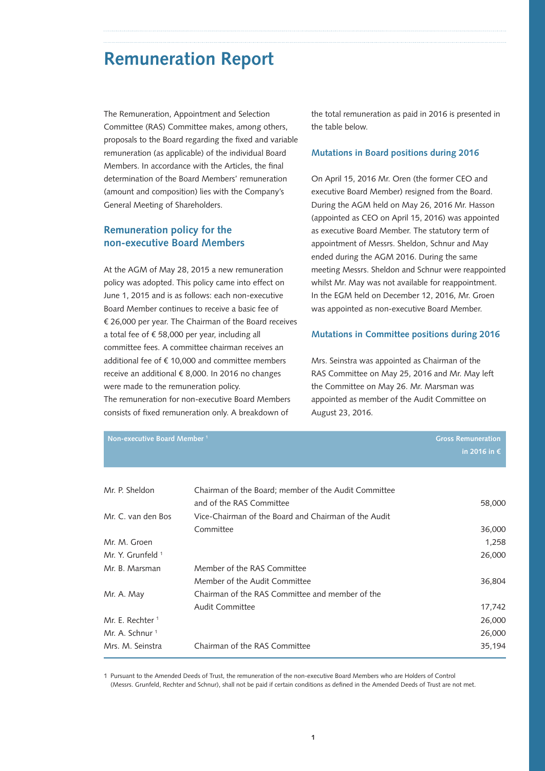# Remuneration Report

The Remuneration, Appointment and Selection Committee (RAS) Committee makes, among others, proposals to the Board regarding the fixed and variable remuneration (as applicable) of the individual Board Members. In accordance with the Articles, the final determination of the Board Members' remuneration (amount and composition) lies with the Company's General Meeting of Shareholders.

## Remuneration policy for the non-executive Board Members

At the AGM of May 28, 2015 a new remuneration policy was adopted. This policy came into effect on June 1, 2015 and is as follows: each non-executive Board Member continues to receive a basic fee of € 26,000 per year. The Chairman of the Board receives a total fee of € 58,000 per year, including all committee fees. A committee chairman receives an additional fee of € 10,000 and committee members receive an additional € 8,000. In 2016 no changes were made to the remuneration policy.
The remuneration for non-executive Board Members consists of fixed remuneration only. A breakdown of the total remuneration as paid in 2016 is presented in the table below.

## Mutations in Board positions during 2016

On April 15, 2016 Mr. Oren (the former CEO and executive Board Member) resigned from the Board. During the AGM held on May 26, 2016 Mr. Hasson (appointed as CEO on April 15, 2016) was appointed as executive Board Member. The statutory term of appointment of Messrs. Sheldon, Schnur and May ended during the AGM 2016. During the same meeting Messrs. Sheldon and Schnur were reappointed whilst Mr. May was not available for reappointment. In the EGM held on December 12, 2016, Mr. Groen was appointed as non-executive Board Member.

## Mutations in Committee positions during 2016

Mrs. Seinstra was appointed as Chairman of the RAS Committee on May 25, 2016 and Mr. May left the Committee on May 26. Mr. Marsman was appointed as member of the Audit Committee on August 23, 2016.

| Non-executive Board Member [1] | | Gross Remuneration in 2016 in € |
|---|---|---|
| Mr. P. Sheldon | Chairman of the Board; member of the Audit Committee and of the RAS Committee | 58,000 |
| Mr. C. van den Bos | Vice-Chairman of the Board and Chairman of the Audit Committee | 36,000 |
| Mr. M. Groen | | 1,258 |
| Mr. Y. Grunfeld [1] | | 26,000 |
| Mr. B. Marsman | Member of the RAS Committee<br>Member of the Audit Committee | 36,804 |
| Mr. A. May | Chairman of the RAS Committee and member of the Audit Committee | 17,742 |
| Mr. E. Rechter [1] | | 26,000 |
| Mr. A. Schnur [1] | | 26,000 |
| Mrs. M. Seinstra | Chairman of the RAS Committee | 35,194 |

1 Pursuant to the Amended Deeds of Trust, the remuneration of the non-executive Board Members who are Holders of Control (Messrs. Grunfeld, Rechter and Schnur), shall not be paid if certain conditions as defined in the Amended Deeds of Trust are not met.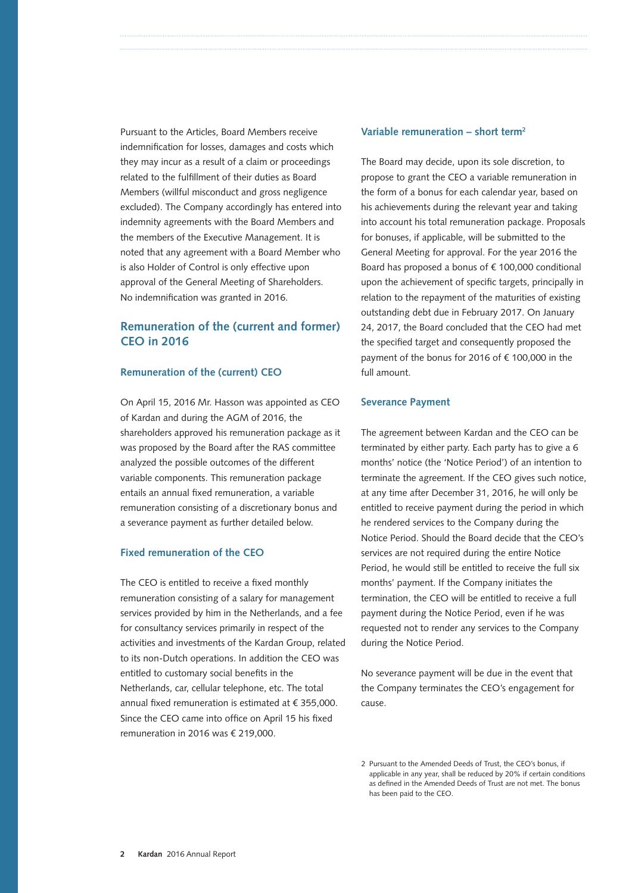Pursuant to the Articles, Board Members receive indemnification for losses, damages and costs which they may incur as a result of a claim or proceedings related to the fulfillment of their duties as Board Members (willful misconduct and gross negligence excluded). The Company accordingly has entered into indemnity agreements with the Board Members and the members of the Executive Management. It is noted that any agreement with a Board Member who is also Holder of Control is only effective upon approval of the General Meeting of Shareholders. No indemnification was granted in 2016.

## Remuneration of the (current and former) CEO in 2016

### Remuneration of the (current) CEO

On April 15, 2016 Mr. Hasson was appointed as CEO of Kardan and during the AGM of 2016, the shareholders approved his remuneration package as it was proposed by the Board after the RAS committee analyzed the possible outcomes of the different variable components. This remuneration package entails an annual fixed remuneration, a variable remuneration consisting of a discretionary bonus and a severance payment as further detailed below.

### Fixed remuneration of the CEO

The CEO is entitled to receive a fixed monthly remuneration consisting of a salary for management services provided by him in the Netherlands, and a fee for consultancy services primarily in respect of the activities and investments of the Kardan Group, related to its non-Dutch operations. In addition the CEO was entitled to customary social benefits in the Netherlands, car, cellular telephone, etc. The total annual fixed remuneration is estimated at € 355,000. Since the CEO came into office on April 15 his fixed remuneration in 2016 was € 219,000.

### Variable remuneration – short term[2]

The Board may decide, upon its sole discretion, to propose to grant the CEO a variable remuneration in the form of a bonus for each calendar year, based on his achievements during the relevant year and taking into account his total remuneration package. Proposals for bonuses, if applicable, will be submitted to the General Meeting for approval. For the year 2016 the Board has proposed a bonus of € 100,000 conditional upon the achievement of specific targets, principally in relation to the repayment of the maturities of existing outstanding debt due in February 2017. On January 24, 2017, the Board concluded that the CEO had met the specified target and consequently proposed the payment of the bonus for 2016 of € 100,000 in the full amount.

### Severance Payment

The agreement between Kardan and the CEO can be terminated by either party. Each party has to give a 6 months' notice (the 'Notice Period') of an intention to terminate the agreement. If the CEO gives such notice, at any time after December 31, 2016, he will only be entitled to receive payment during the period in which he rendered services to the Company during the Notice Period. Should the Board decide that the CEO's services are not required during the entire Notice Period, he would still be entitled to receive the full six months' payment. If the Company initiates the termination, the CEO will be entitled to receive a full payment during the Notice Period, even if he was requested not to render any services to the Company during the Notice Period.

No severance payment will be due in the event that the Company terminates the CEO's engagement for cause.

2 Pursuant to the Amended Deeds of Trust, the CEO's bonus, if applicable in any year, shall be reduced by 20% if certain conditions as defined in the Amended Deeds of Trust are not met. The bonus has been paid to the CEO.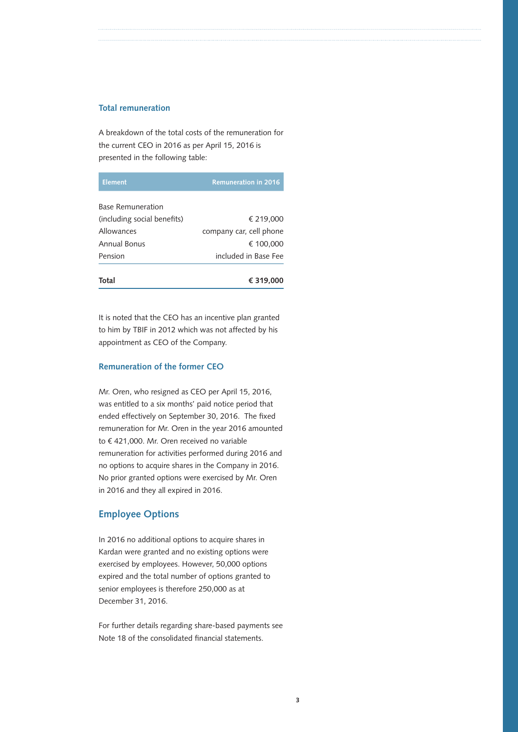### Total remuneration

A breakdown of the total costs of the remuneration for the current CEO in 2016 as per April 15, 2016 is presented in the following table:

| Element | Remuneration in 2016 |
|---|---|
| Base Remuneration (including social benefits) | € 219,000 |
| Allowances | company car, cell phone |
| Annual Bonus | € 100,000 |
| Pension | included in Base Fee |
| **Total** | **€ 319,000** |

It is noted that the CEO has an incentive plan granted to him by TBIF in 2012 which was not affected by his appointment as CEO of the Company.

### Remuneration of the former CEO

Mr. Oren, who resigned as CEO per April 15, 2016, was entitled to a six months' paid notice period that ended effectively on September 30, 2016. The fixed remuneration for Mr. Oren in the year 2016 amounted to € 421,000. Mr. Oren received no variable remuneration for activities performed during 2016 and no options to acquire shares in the Company in 2016. No prior granted options were exercised by Mr. Oren in 2016 and they all expired in 2016.

## Employee Options

In 2016 no additional options to acquire shares in Kardan were granted and no existing options were exercised by employees. However, 50,000 options expired and the total number of options granted to senior employees is therefore 250,000 as at December 31, 2016.

For further details regarding share-based payments see Note 18 of the consolidated financial statements.